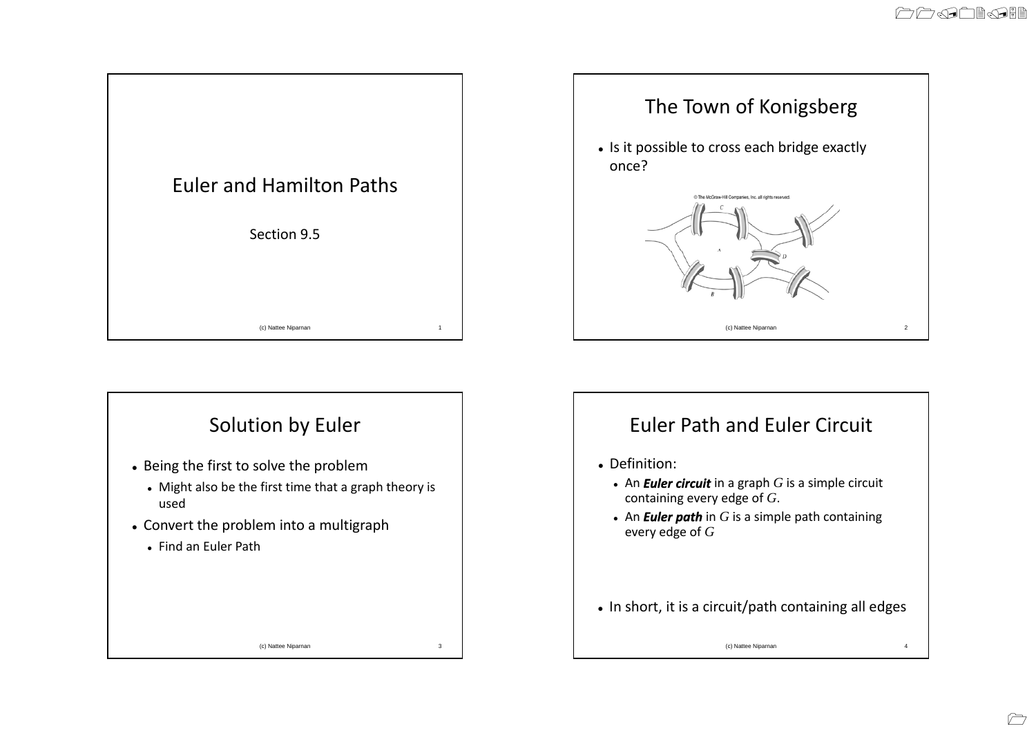# Euler and Hamilton Paths

Section 9.5

## The Town of Konigsberg

- Is it possible to cross each bridge exactly once?

© The McGraw-Hill Companies, Inc. all rights reserved.

## Solution by Euler

- Being the first to solve the problem
  - Might also be the first time that a graph theory is used
- Convert the problem into a multigraph
  - Find an Euler Path

## Euler Path and Euler Circuit

- Definition:
  - An ***Euler circuit*** in a graph $G$ is a simple circuit containing every edge of $G$.
  - An ***Euler path*** in $G$ is a simple path containing every edge of $G$
- In short, it is a circuit/path containing all edges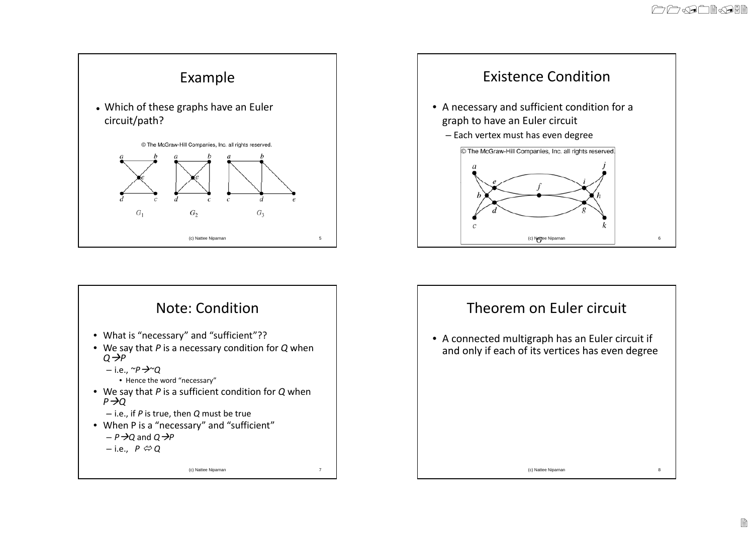## Example

- Which of these graphs have an Euler circuit/path?

© The McGraw-Hill Companies, Inc. all rights reserved.

$G_1$ $G_2$ $G_3$

## Existence Condition

- A necessary and sufficient condition for a graph to have an Euler circuit
  - Each vertex must has even degree

© The McGraw-Hill Companies, Inc. all rights reserved.

## Note: Condition

- What is "necessary" and "sufficient"??
- We say that $P$ is a necessary condition for $Q$ when $Q \rightarrow P$
  - i.e., $\sim P \rightarrow \sim Q$
    - Hence the word "necessary"
- We say that $P$ is a sufficient condition for $Q$ when $P \rightarrow Q$
  - i.e., if $P$ is true, then $Q$ must be true
- When P is a "necessary" and "sufficient"
  - $P \rightarrow Q$ and $Q \rightarrow P$
  - i.e., $P \Leftrightarrow Q$

## Theorem on Euler circuit

- A connected multigraph has an Euler circuit if and only if each of its vertices has even degree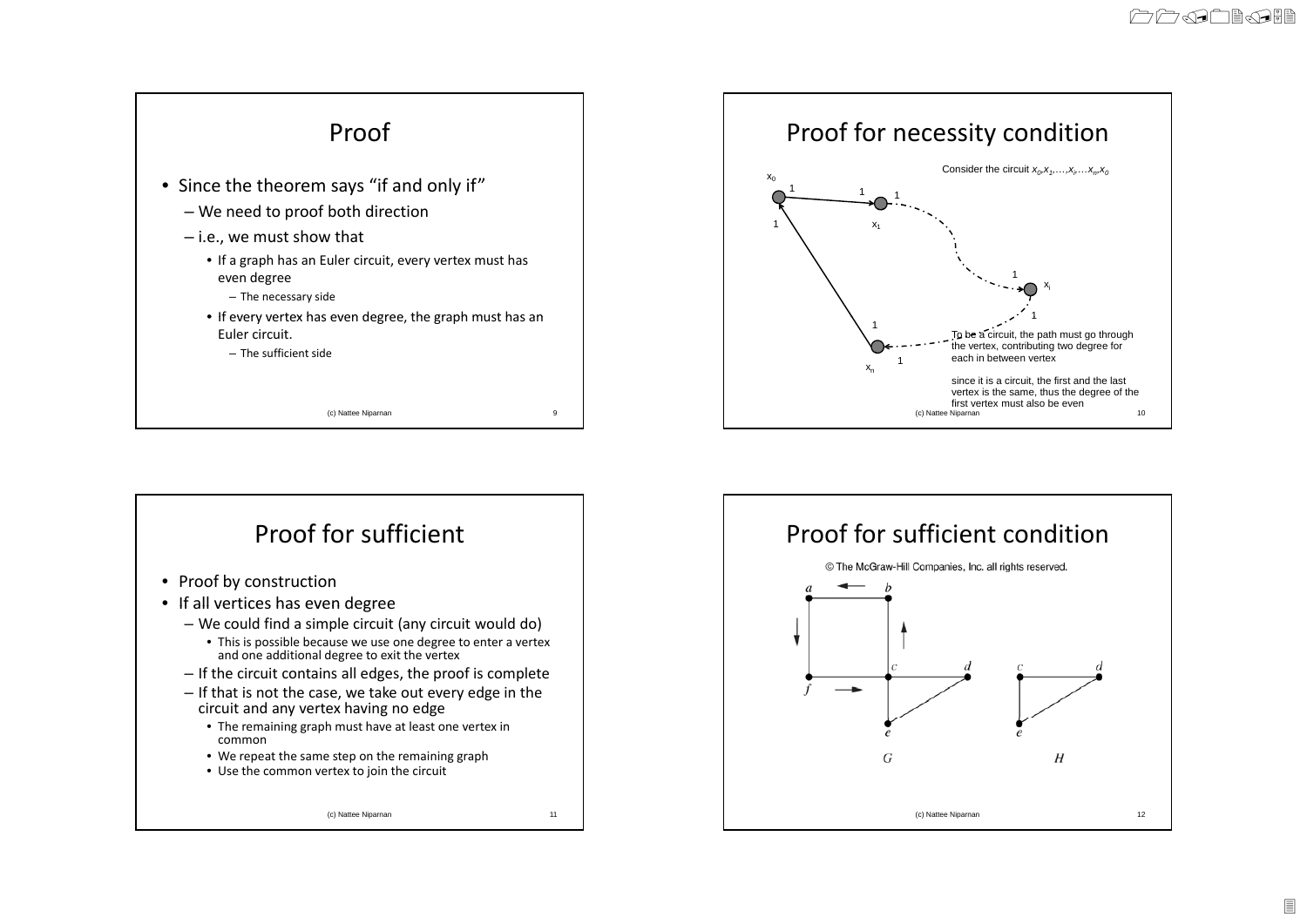## Proof

- Since the theorem says "if and only if"
  - We need to proof both direction
  - i.e., we must show that
    - If a graph has an Euler circuit, every vertex must has even degree
      - The necessary side
    - If every vertex has even degree, the graph must has an Euler circuit.
      - The sufficient side

## Proof for necessity condition

Consider the circuit $x_0, x_1, \ldots, x_i, \ldots x_n, x_0$

$x_0$ 1 1 1 1 $x_1$ 1 $x_i$ 1 1 $x_n$ 1

To be a circuit, the path must go through the vertex, contributing two degree for each in between vertex

since it is a circuit, the first and the last vertex is the same, thus the degree of the first vertex must also be even

## Proof for sufficient

- Proof by construction
- If all vertices has even degree
  - We could find a simple circuit (any circuit would do)
    - This is possible because we use one degree to enter a vertex and one additional degree to exit the vertex
  - If the circuit contains all edges, the proof is complete
  - If that is not the case, we take out every edge in the circuit and any vertex having no edge
    - The remaining graph must have at least one vertex in common
    - We repeat the same step on the remaining graph
    - Use the common vertex to join the circuit

## Proof for sufficient condition

© The McGraw-Hill Companies, Inc. all rights reserved.

a b c d f e G

c d e H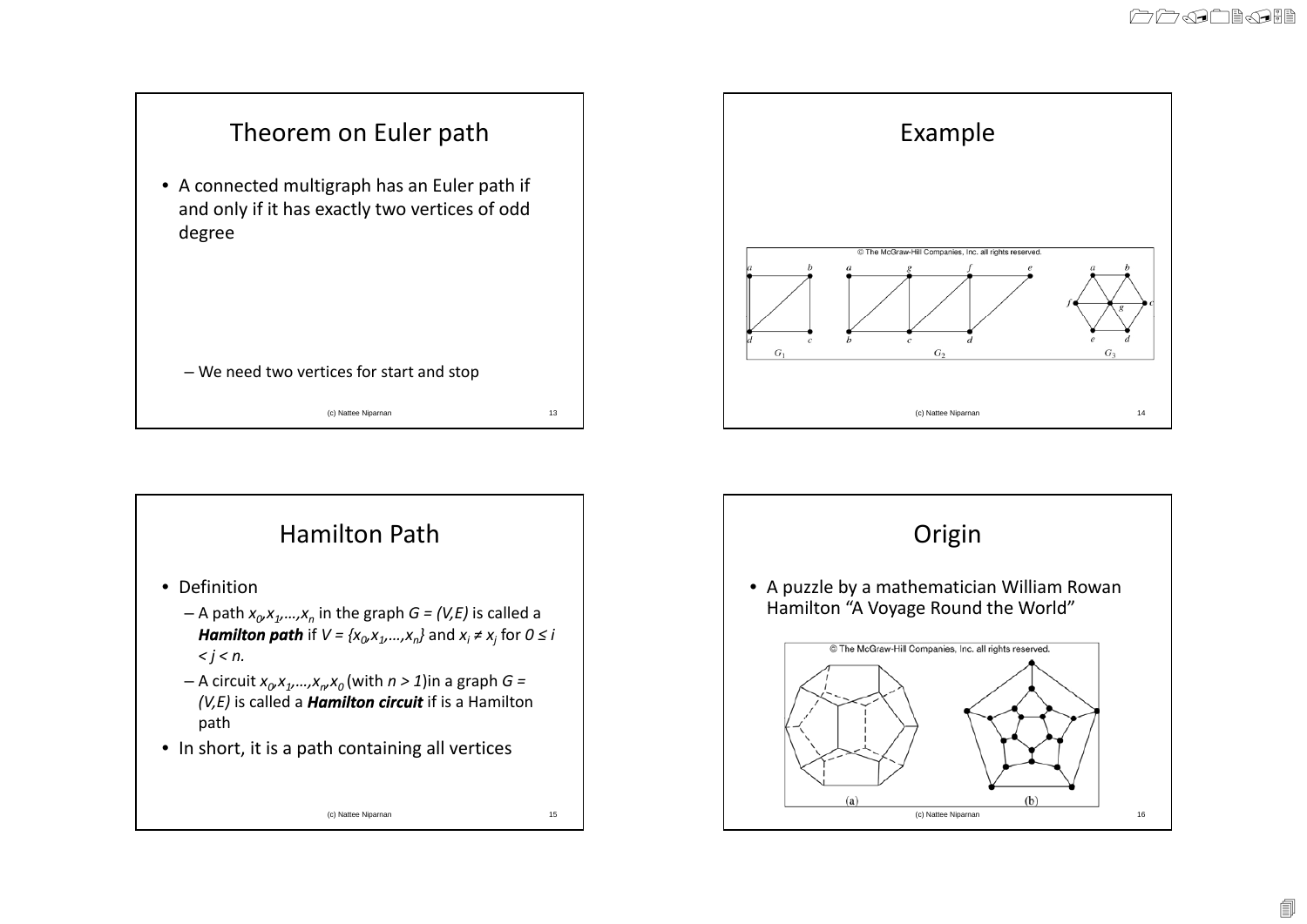# Theorem on Euler path

- A connected multigraph has an Euler path if and only if it has exactly two vertices of odd degree
  - We need two vertices for start and stop

# Example

© The McGraw-Hill Companies, Inc. all rights reserved.

$G_1$ $G_2$ $G_3$

# Hamilton Path

- Definition
  - A path $x_0, x_1, \ldots, x_n$ in the graph $G = (V,E)$ is called a ***Hamilton path*** if $V = \{x_0, x_1, \ldots, x_n\}$ and $x_i \neq x_j$ for $0 \leq i < j < n$.
  - A circuit $x_0, x_1, \ldots, x_n, x_0$ (with $n > 1$) in a graph $G = (V,E)$ is called a ***Hamilton circuit*** if is a Hamilton path
- In short, it is a path containing all vertices

# Origin

- A puzzle by a mathematician William Rowan Hamilton "A Voyage Round the World"

© The McGraw-Hill Companies, Inc. all rights reserved.

(a) (b)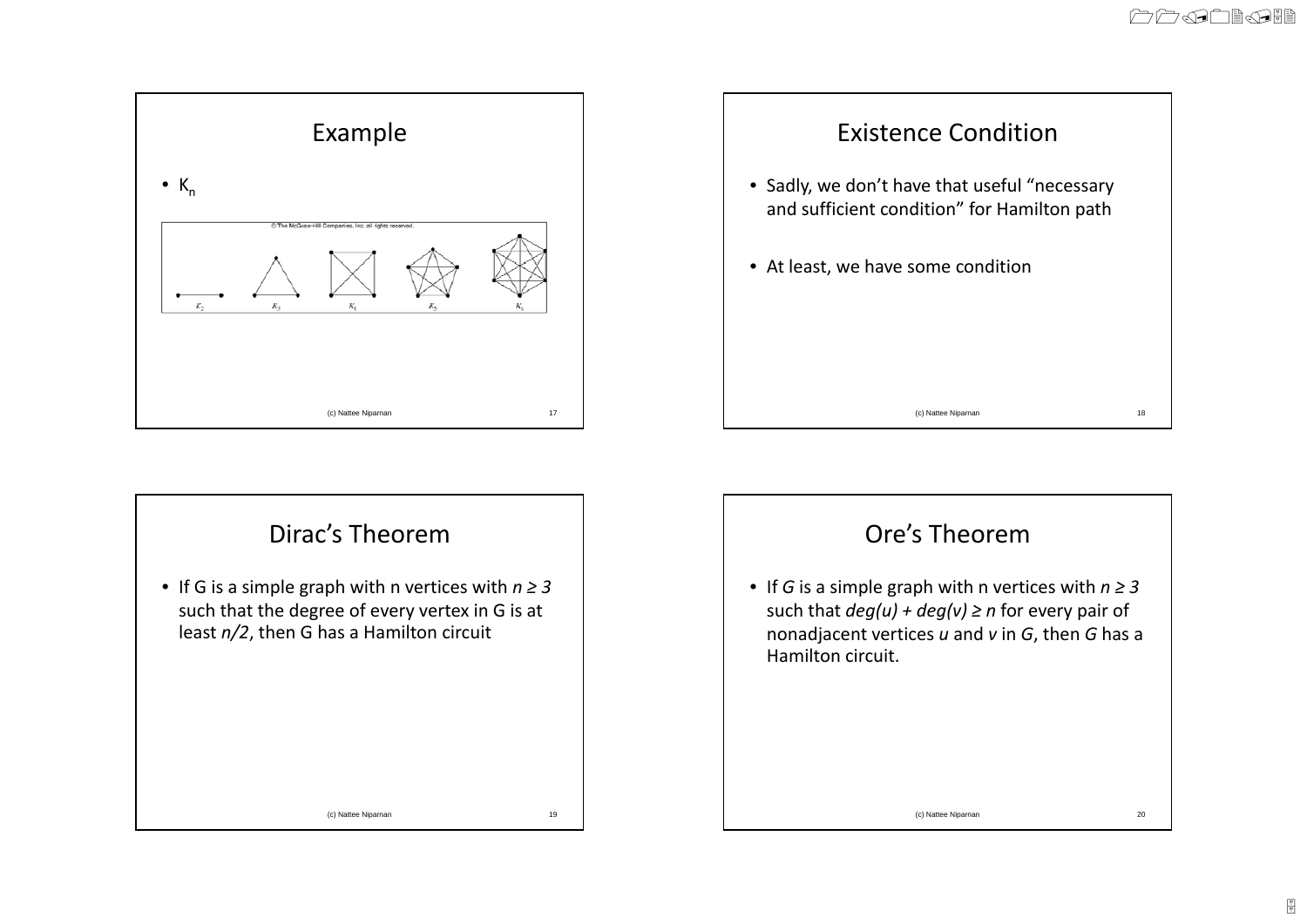## Example

- $K_n$

© The McGraw-Hill Companies, Inc. all rights reserved.

$K_2$ $K_3$ $K_4$ $K_5$ $K_6$

## Existence Condition

- Sadly, we don't have that useful "necessary and sufficient condition" for Hamilton path
- At least, we have some condition

## Dirac's Theorem

- If G is a simple graph with n vertices with $n \geq 3$ such that the degree of every vertex in G is at least $n/2$, then G has a Hamilton circuit

## Ore's Theorem

- If $G$ is a simple graph with n vertices with $n \geq 3$ such that $deg(u) + deg(v) \geq n$ for every pair of nonadjacent vertices $u$ and $v$ in $G$, then $G$ has a Hamilton circuit.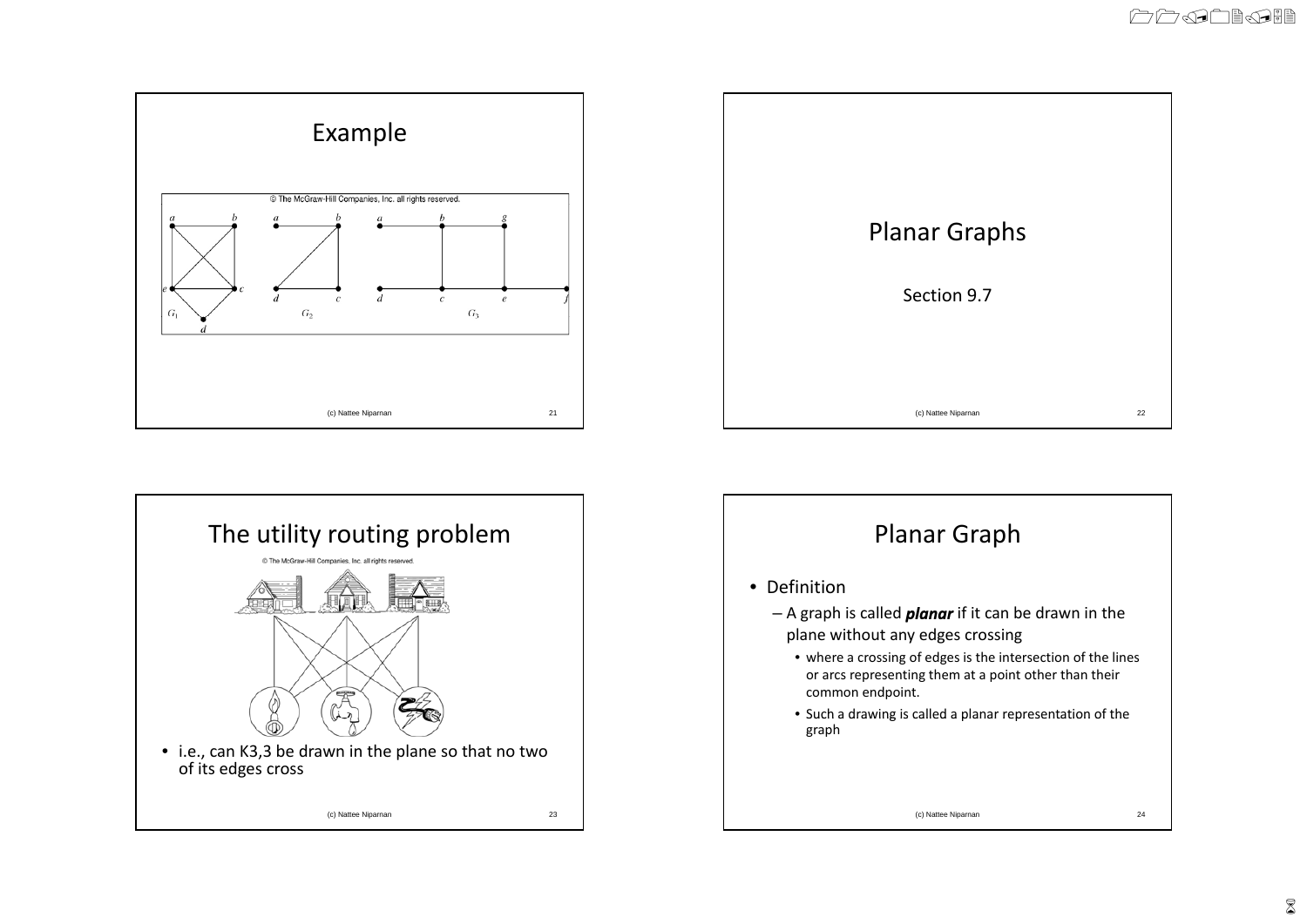## Example

© The McGraw-Hill Companies, Inc. all rights reserved.

## Planar Graphs

Section 9.7

## The utility routing problem

© The McGraw-Hill Companies, Inc. all rights reserved.

- i.e., can K3,3 be drawn in the plane so that no two of its edges cross

## Planar Graph

- Definition
  - A graph is called ***planar*** if it can be drawn in the plane without any edges crossing
    - where a crossing of edges is the intersection of the lines or arcs representing them at a point other than their common endpoint.
    - Such a drawing is called a planar representation of the graph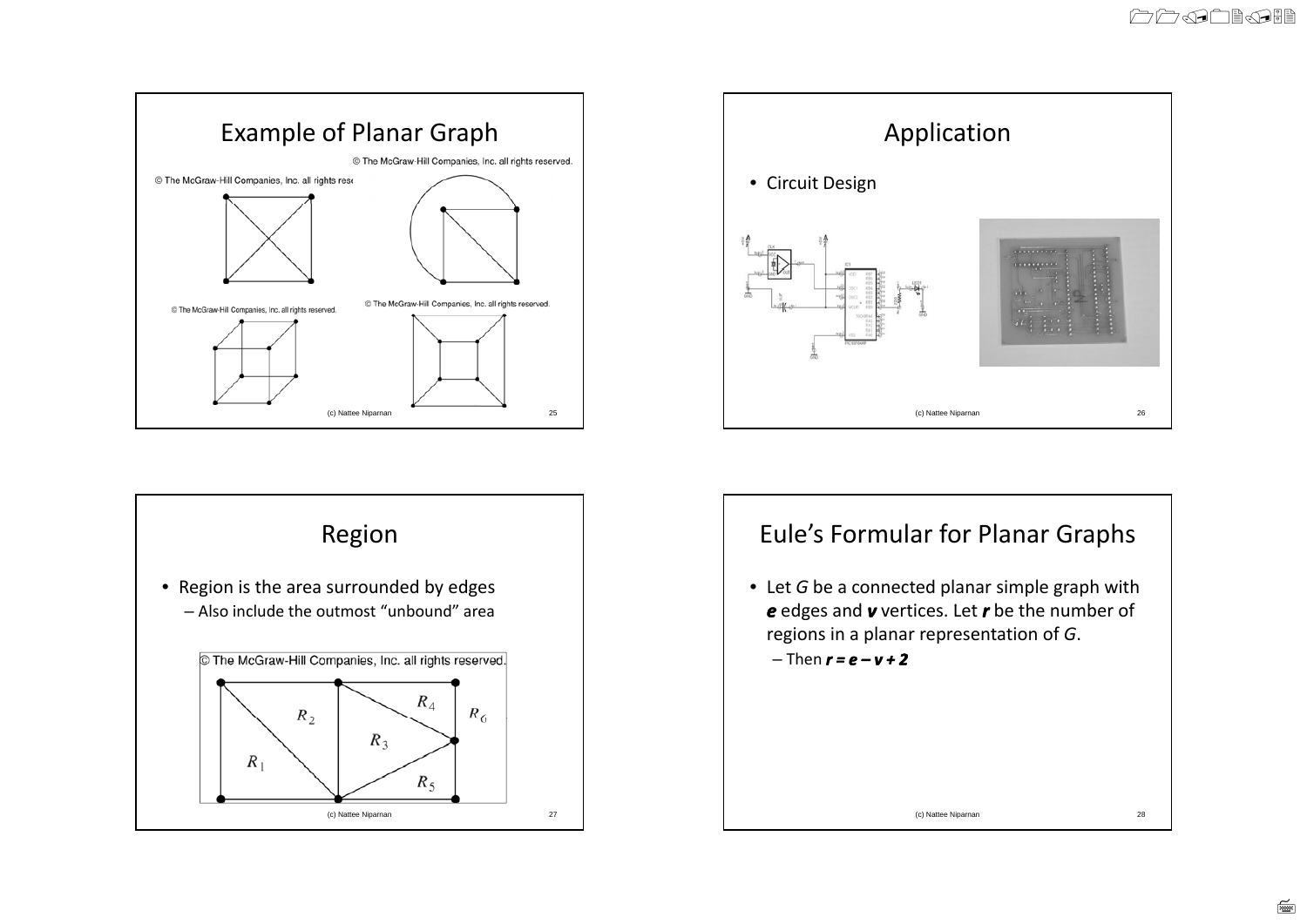## Example of Planar Graph

© The McGraw-Hill Companies, Inc. all rights reserved.

© The McGraw-Hill Companies, Inc. all rights reserved.

© The McGraw-Hill Companies, Inc. all rights reserved.

© The McGraw-Hill Companies, Inc. all rights reserved.

## Application

- Circuit Design

## Region

- Region is the area surrounded by edges
  - Also include the outmost "unbound" area

© The McGraw-Hill Companies, Inc. all rights reserved.

$R_1$ $R_2$ $R_3$ $R_4$ $R_5$ $R_6$

## Eule's Formular for Planar Graphs

- Let *G* be a connected planar simple graph with ***e*** edges and ***v*** vertices. Let ***r*** be the number of regions in a planar representation of *G*.
  - Then $r = e - v + 2$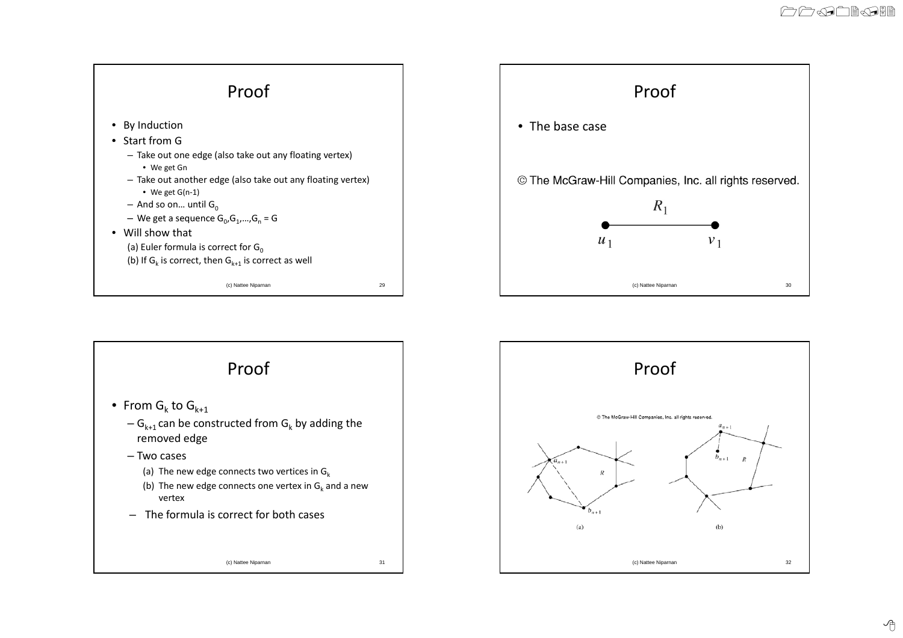## Proof

- By Induction
- Start from G
  - Take out one edge (also take out any floating vertex)
    - We get Gn
  - Take out another edge (also take out any floating vertex)
    - We get G(n-1)
  - And so on… until $G_0$
  - We get a sequence $G_0, G_1, \ldots, G_n = G$
- Will show that
  - (a) Euler formula is correct for $G_0$
  - (b) If $G_k$ is correct, then $G_{k+1}$ is correct as well

(c) Nattee Niparnan

## Proof

- The base case

© The McGraw-Hill Companies, Inc. all rights reserved.

$R_1$

$u_1$ $v_1$

(c) Nattee Niparnan

## Proof

- From $G_k$ to $G_{k+1}$
  - $G_{k+1}$ can be constructed from $G_k$ by adding the removed edge
  - Two cases
    - (a) The new edge connects two vertices in $G_k$
    - (b) The new edge connects one vertex in $G_k$ and a new vertex
  - The formula is correct for both cases

(c) Nattee Niparnan

## Proof

© The McGraw-Hill Companies, Inc. all rights reserved.

$a_{n+1}$ $R$ $b_{n+1}$

(a)

$a_{n+1}$ $b_{n+1}$ $R$

(b)

(c) Nattee Niparnan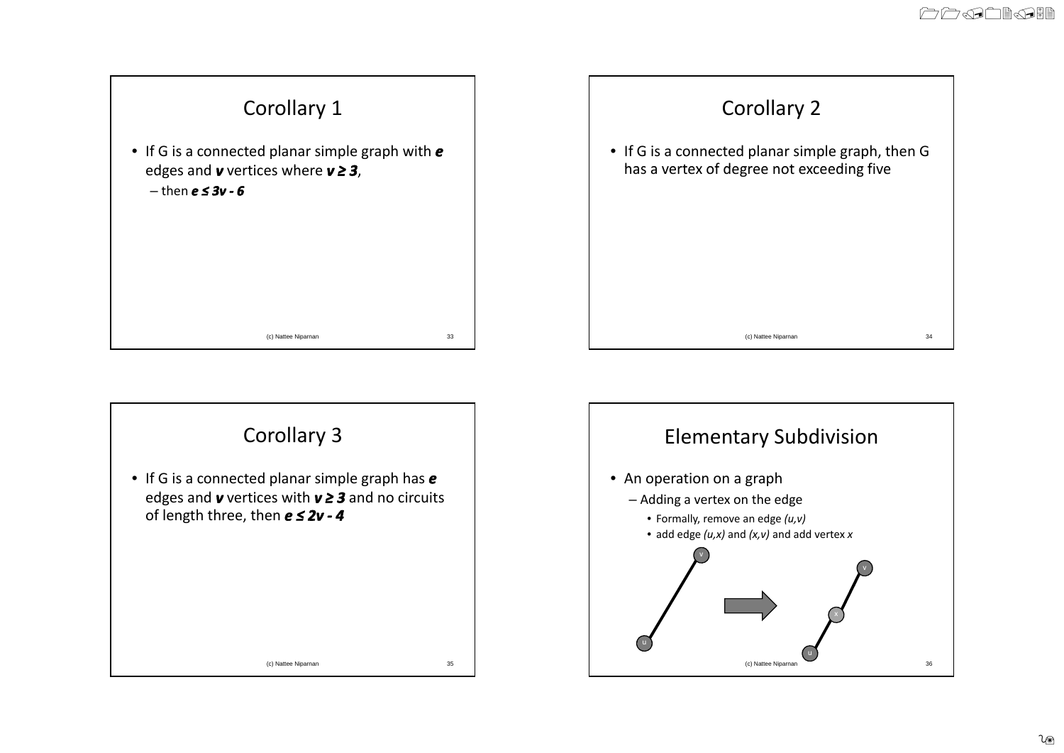# Corollary 1

- If G is a connected planar simple graph with $e$ edges and $v$ vertices where $v \geq 3$,
  - then $e \leq 3v - 6$

# Corollary 2

- If G is a connected planar simple graph, then G has a vertex of degree not exceeding five

# Corollary 3

- If G is a connected planar simple graph has $e$ edges and $v$ vertices with $v \geq 3$ and no circuits of length three, then $e \leq 2v - 4$

# Elementary Subdivision

- An operation on a graph
  - Adding a vertex on the edge
    - Formally, remove an edge $(u,v)$
    - add edge $(u,x)$ and $(x,v)$ and add vertex $x$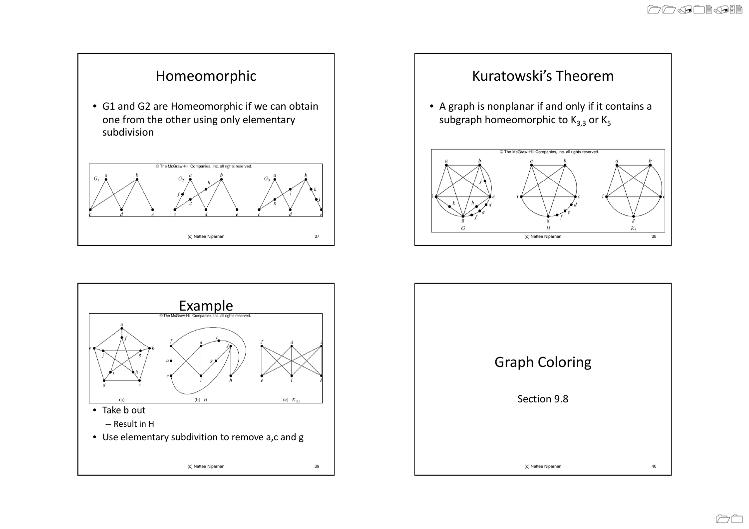## Homeomorphic

- G1 and G2 are Homeomorphic if we can obtain one from the other using only elementary subdivision

## Kuratowski's Theorem

- A graph is nonplanar if and only if it contains a subgraph homeomorphic to $K_{3,3}$ or $K_5$

## Example

- Take b out
  - Result in H
- Use elementary subdivition to remove a,c and g

## Graph Coloring

Section 9.8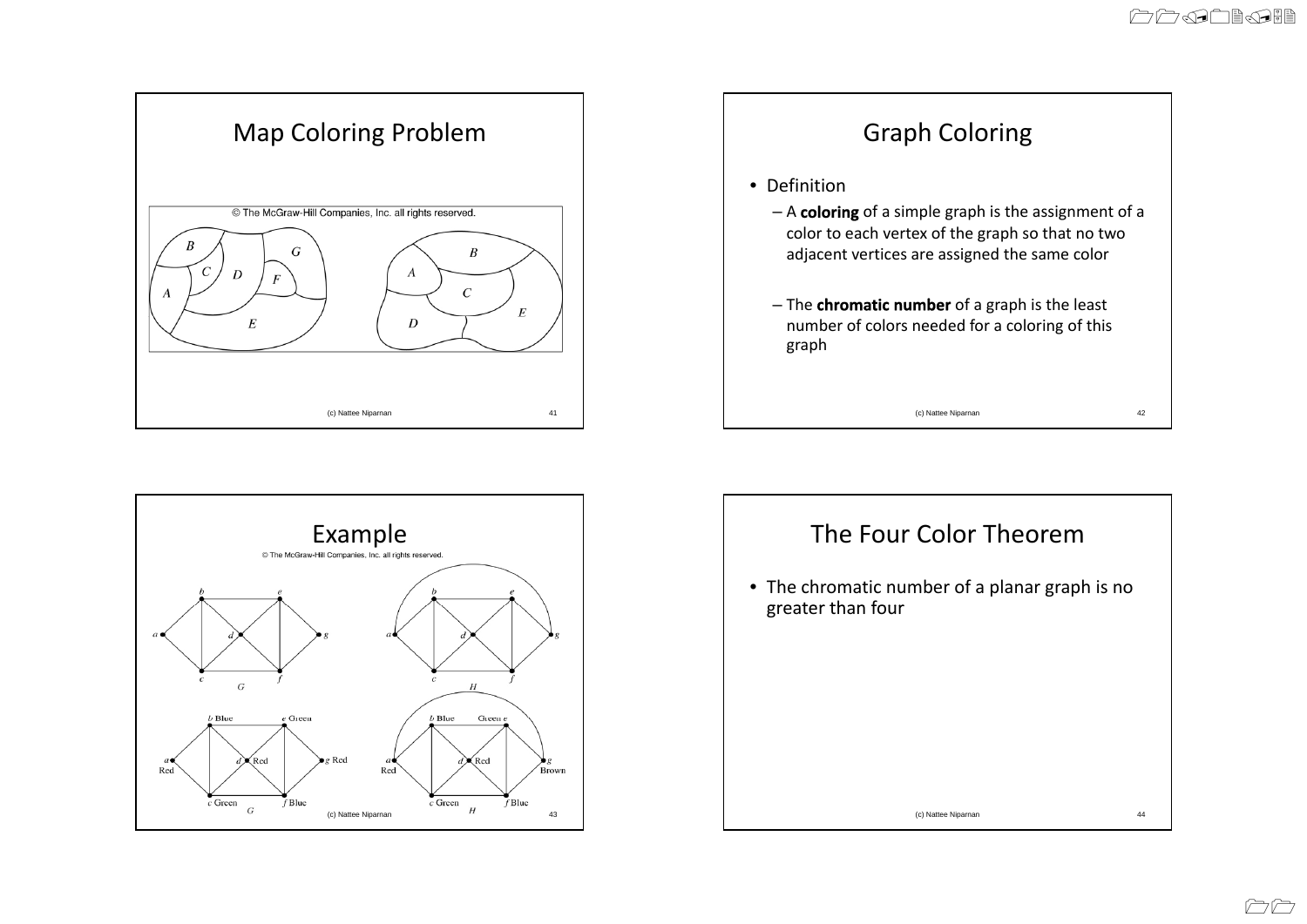# Map Coloring Problem

© The McGraw-Hill Companies, Inc. all rights reserved.

# Graph Coloring

- Definition
  - A **coloring** of a simple graph is the assignment of a color to each vertex of the graph so that no two adjacent vertices are assigned the same color
  - The **chromatic number** of a graph is the least number of colors needed for a coloring of this graph

# Example

© The McGraw-Hill Companies, Inc. all rights reserved.

# The Four Color Theorem

- The chromatic number of a planar graph is no greater than four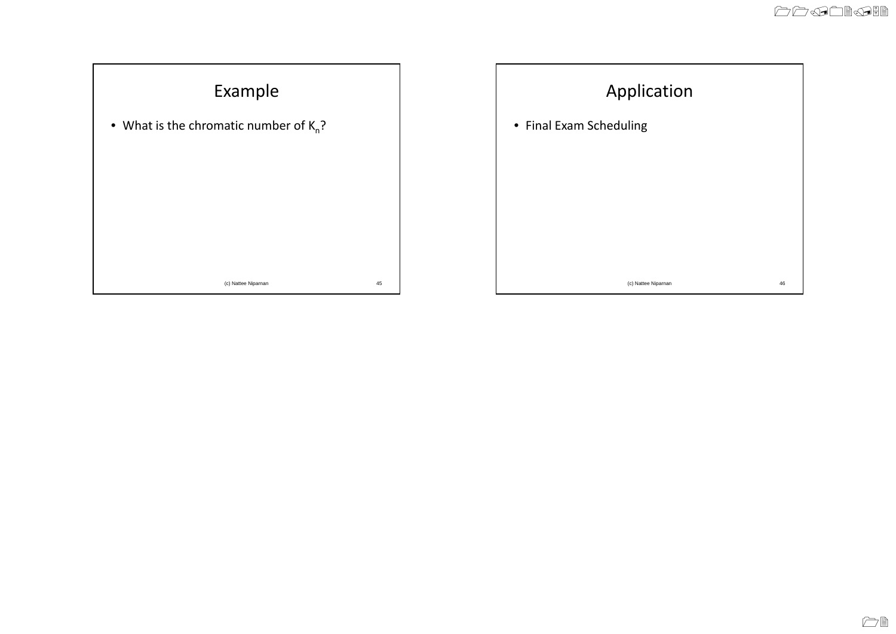## Example

- What is the chromatic number of $K_n$?

## Application

- Final Exam Scheduling